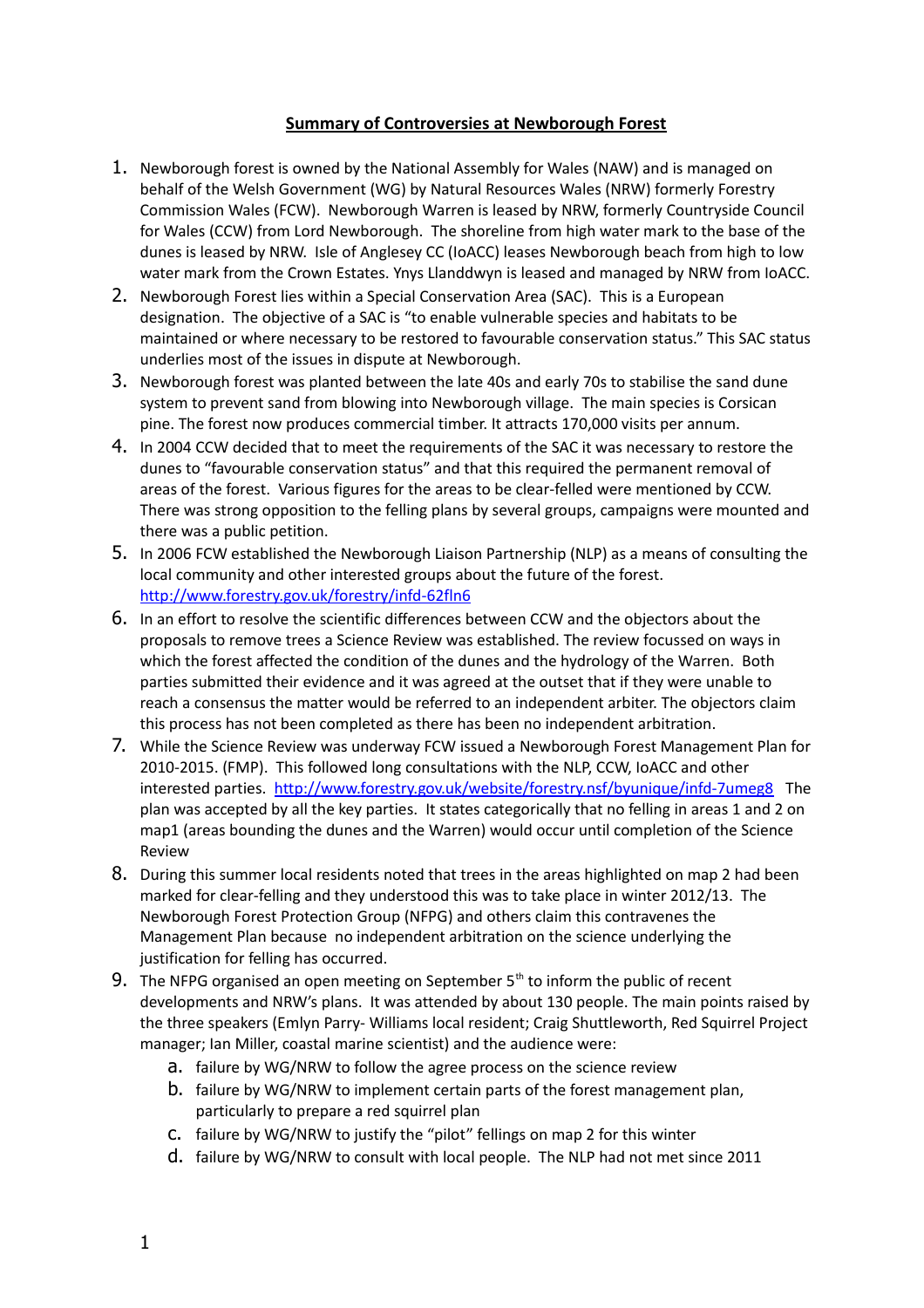# Summary of Controversies at Newborough Forest

1. Newborough forest is owned by the National Assembly for Wales (NAW) and is managed on behalf of the Welsh Government (WG) by Natural Resources Wales (NRW) formerly Forestry Commission Wales (FCW). Newborough Warren is leased by NRW, formerly Countryside Council for Wales (CCW) from Lord Newborough. The shoreline from high water mark to the base of the dunes is leased by NRW. Isle of Anglesey CC (IoACC) leases Newborough beach from high to low water mark from the Crown Estates. Ynys Llanddwyn is leased and managed by NRW from IoACC.
2. Newborough Forest lies within a Special Conservation Area (SAC). This is a European designation. The objective of a SAC is "to enable vulnerable species and habitats to be maintained or where necessary to be restored to favourable conservation status." This SAC status underlies most of the issues in dispute at Newborough.
3. Newborough forest was planted between the late 40s and early 70s to stabilise the sand dune system to prevent sand from blowing into Newborough village. The main species is Corsican pine. The forest now produces commercial timber. It attracts 170,000 visits per annum.
4. In 2004 CCW decided that to meet the requirements of the SAC it was necessary to restore the dunes to "favourable conservation status" and that this required the permanent removal of areas of the forest. Various figures for the areas to be clear-felled were mentioned by CCW. There was strong opposition to the felling plans by several groups, campaigns were mounted and there was a public petition.
5. In 2006 FCW established the Newborough Liaison Partnership (NLP) as a means of consulting the local community and other interested groups about the future of the forest. http://www.forestry.gov.uk/forestry/infd-62fln6
6. In an effort to resolve the scientific differences between CCW and the objectors about the proposals to remove trees a Science Review was established. The review focussed on ways in which the forest affected the condition of the dunes and the hydrology of the Warren. Both parties submitted their evidence and it was agreed at the outset that if they were unable to reach a consensus the matter would be referred to an independent arbiter. The objectors claim this process has not been completed as there has been no independent arbitration.
7. While the Science Review was underway FCW issued a Newborough Forest Management Plan for 2010-2015. (FMP). This followed long consultations with the NLP, CCW, IoACC and other interested parties. http://www.forestry.gov.uk/website/forestry.nsf/byunique/infd-7umeg8 The plan was accepted by all the key parties. It states categorically that no felling in areas 1 and 2 on map1 (areas bounding the dunes and the Warren) would occur until completion of the Science Review
8. During this summer local residents noted that trees in the areas highlighted on map 2 had been marked for clear-felling and they understood this was to take place in winter 2012/13. The Newborough Forest Protection Group (NFPG) and others claim this contravenes the Management Plan because no independent arbitration on the science underlying the justification for felling has occurred.
9. The NFPG organised an open meeting on September 5th to inform the public of recent developments and NRW's plans. It was attended by about 130 people. The main points raised by the three speakers (Emlyn Parry- Williams local resident; Craig Shuttleworth, Red Squirrel Project manager; Ian Miller, coastal marine scientist) and the audience were:
    a. failure by WG/NRW to follow the agree process on the science review
    b. failure by WG/NRW to implement certain parts of the forest management plan, particularly to prepare a red squirrel plan
    c. failure by WG/NRW to justify the "pilot" fellings on map 2 for this winter
    d. failure by WG/NRW to consult with local people. The NLP had not met since 2011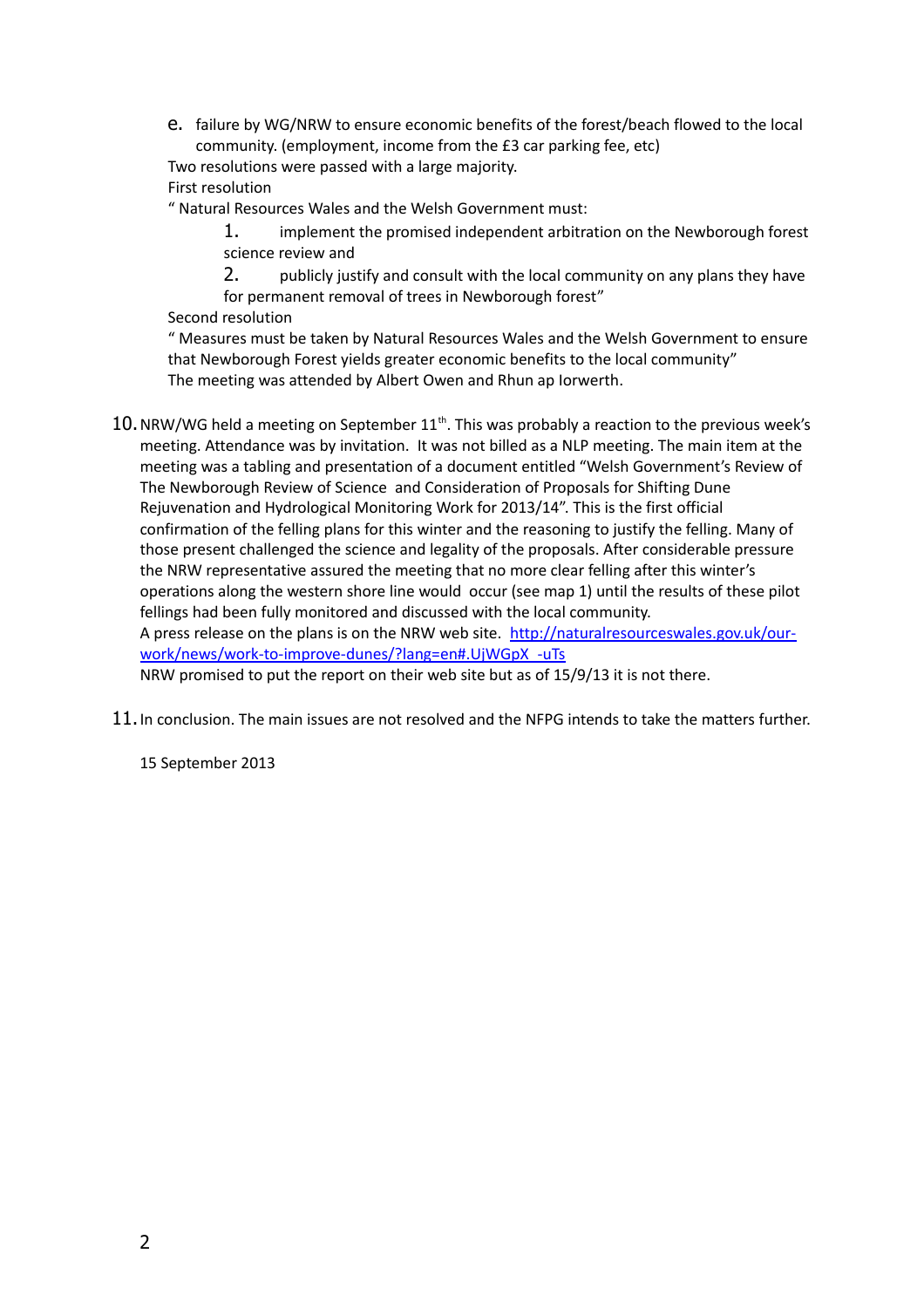e. failure by WG/NRW to ensure economic benefits of the forest/beach flowed to the local community. (employment, income from the £3 car parking fee, etc)

Two resolutions were passed with a large majority.

First resolution

" Natural Resources Wales and the Welsh Government must:

1. implement the promised independent arbitration on the Newborough forest science review and
2. publicly justify and consult with the local community on any plans they have for permanent removal of trees in Newborough forest"

Second resolution

" Measures must be taken by Natural Resources Wales and the Welsh Government to ensure that Newborough Forest yields greater economic benefits to the local community"

The meeting was attended by Albert Owen and Rhun ap Iorwerth.

10. NRW/WG held a meeting on September 11th. This was probably a reaction to the previous week's meeting. Attendance was by invitation. It was not billed as a NLP meeting. The main item at the meeting was a tabling and presentation of a document entitled "Welsh Government's Review of The Newborough Review of Science and Consideration of Proposals for Shifting Dune Rejuvenation and Hydrological Monitoring Work for 2013/14". This is the first official confirmation of the felling plans for this winter and the reasoning to justify the felling. Many of those present challenged the science and legality of the proposals. After considerable pressure the NRW representative assured the meeting that no more clear felling after this winter's operations along the western shore line would occur (see map 1) until the results of these pilot fellings had been fully monitored and discussed with the local community.

    A press release on the plans is on the NRW web site. [http://naturalresourceswales.gov.uk/our-work/news/work-to-improve-dunes/?lang=en#.UjWGpX_-uTs](http://naturalresourceswales.gov.uk/our-work/news/work-to-improve-dunes/?lang=en#.UjWGpX_-uTs)

    NRW promised to put the report on their web site but as of 15/9/13 it is not there.

11. In conclusion. The main issues are not resolved and the NFPG intends to take the matters further.

15 September 2013